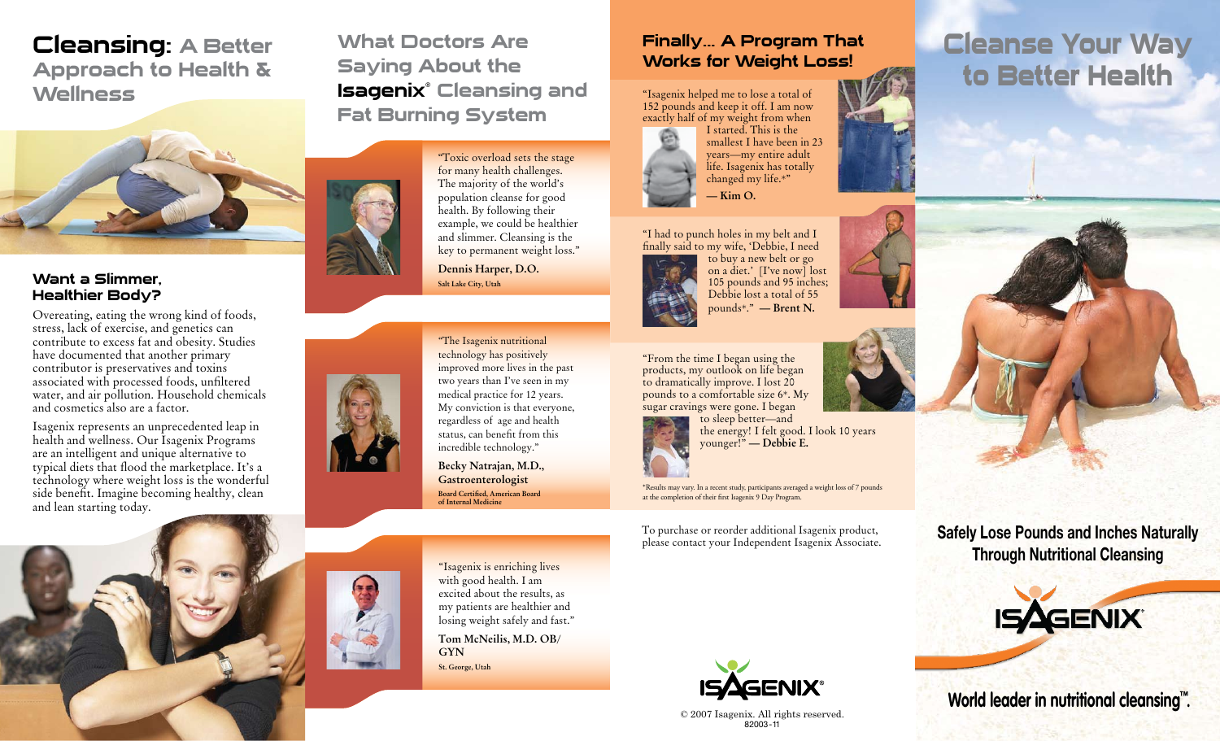# Cleansing: A Better Approach to Health & Wellness

### Want a Slimmer, Healthier Body?

Overeating, eating the wrong kind of foods, stress, lack of exercise, and genetics can contribute to excess fat and obesity. Studies have documented that another primary contributor is preservatives and toxins associated with processed foods, unfiltered water, and air pollution. Household chemicals and cosmetics also are a factor.

Isagenix represents an unprecedented leap in health and wellness. Our Isagenix Programs are an intelligent and unique alternative to typical diets that flood the marketplace. It's a technology where weight loss is the wonderful side benefit. Imagine becoming healthy, clean and lean starting today.

# What Doctors Are Saying About the Isagenix® Cleansing and Fat Burning System

"Toxic overload sets the stage for many health challenges. The majority of the world's population cleanse for good health. By following their example, we could be healthier and slimmer. Cleansing is the key to permanent weight loss."

**Dennis Harper, D.O.**
Salt Lake City, Utah

"The Isagenix nutritional technology has positively improved more lives in the past two years than I've seen in my medical practice for 12 years. My conviction is that everyone, regardless of age and health status, can benefit from this incredible technology."

**Becky Natrajan, M.D., Gastroenterologist**
Board Certified, American Board of Internal Medicine

"Isagenix is enriching lives with good health. I am excited about the results, as my patients are healthier and losing weight safely and fast."

**Tom McNeilis, M.D. OB/GYN**
St. George, Utah

# Finally... A Program That Works for Weight Loss!

"Isagenix helped me to lose a total of 152 pounds and keep it off. I am now exactly half of my weight from when I started. This is the smallest I have been in 23 years—my entire adult life. Isagenix has totally changed my life.*" **— Kim O.**

"I had to punch holes in my belt and I finally said to my wife, 'Debbie, I need to buy a new belt or go on a diet.' [I've now] lost 105 pounds and 95 inches; Debbie lost a total of 55 pounds*." **— Brent N.**

"From the time I began using the products, my outlook on life began to dramatically improve. I lost 20 pounds to a comfortable size 6*. My sugar cravings were gone. I began to sleep better—and the energy! I felt good. I look 10 years younger!" **— Debbie E.**

*Results may vary. In a recent study, participants averaged a weight loss of 7 pounds at the completion of their first Isagenix 9 Day Program.

To purchase or reorder additional Isagenix product, please contact your Independent Isagenix Associate.

ISAGENIX®

© 2007 Isagenix. All rights reserved.
82003-11

# Cleanse Your Way to Better Health

**Safely Lose Pounds and Inches Naturally Through Nutritional Cleansing**

ISAGENIX®

**World leader in nutritional cleansing™.**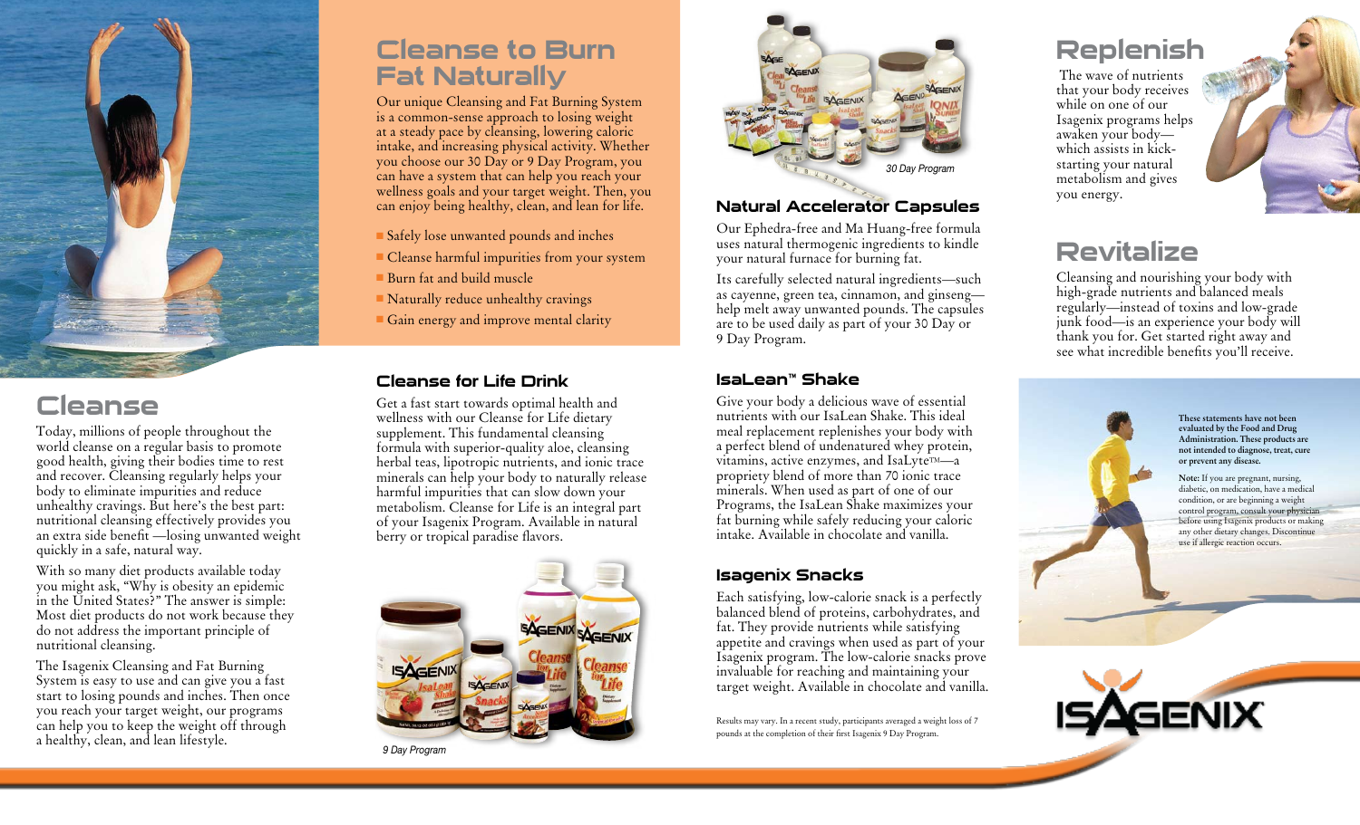# Cleanse

Today, millions of people throughout the world cleanse on a regular basis to promote good health, giving their bodies time to rest and recover. Cleansing regularly helps your body to eliminate impurities and reduce unhealthy cravings. But here's the best part: nutritional cleansing effectively provides you an extra side benefit —losing unwanted weight quickly in a safe, natural way.

With so many diet products available today you might ask, "Why is obesity an epidemic in the United States?" The answer is simple: Most diet products do not work because they do not address the important principle of nutritional cleansing.

The Isagenix Cleansing and Fat Burning System is easy to use and can give you a fast start to losing pounds and inches. Then once you reach your target weight, our programs can help you to keep the weight off through a healthy, clean, and lean lifestyle.

# Cleanse to Burn Fat Naturally

Our unique Cleansing and Fat Burning System is a common-sense approach to losing weight at a steady pace by cleansing, lowering caloric intake, and increasing physical activity. Whether you choose our 30 Day or 9 Day Program, you can have a system that can help you reach your wellness goals and your target weight. Then, you can enjoy being healthy, clean, and lean for life.

- Safely lose unwanted pounds and inches
- Cleanse harmful impurities from your system
- Burn fat and build muscle
- Naturally reduce unhealthy cravings
- Gain energy and improve mental clarity

### Cleanse for Life Drink

Get a fast start towards optimal health and wellness with our Cleanse for Life dietary supplement. This fundamental cleansing formula with superior-quality aloe, cleansing herbal teas, lipotropic nutrients, and ionic trace minerals can help your body to naturally release harmful impurities that can slow down your metabolism. Cleanse for Life is an integral part of your Isagenix Program. Available in natural berry or tropical paradise flavors.

*9 Day Program*

*30 Day Program*

### Natural Accelerator Capsules

Our Ephedra-free and Ma Huang-free formula uses natural thermogenic ingredients to kindle your natural furnace for burning fat.

Its carefully selected natural ingredients—such as cayenne, green tea, cinnamon, and ginseng—help melt away unwanted pounds. The capsules are to be used daily as part of your 30 Day or 9 Day Program.

### IsaLean™ Shake

Give your body a delicious wave of essential nutrients with our IsaLean Shake. This ideal meal replacement replenishes your body with a perfect blend of undenatured whey protein, vitamins, active enzymes, and IsaLyte™—a propriety blend of more than 70 ionic trace minerals. When used as part of one of our Programs, the IsaLean Shake maximizes your fat burning while safely reducing your caloric intake. Available in chocolate and vanilla.

### Isagenix Snacks

Each satisfying, low-calorie snack is a perfectly balanced blend of proteins, carbohydrates, and fat. They provide nutrients while satisfying appetite and cravings when used as part of your Isagenix program. The low-calorie snacks prove invaluable for reaching and maintaining your target weight. Available in chocolate and vanilla.

Results may vary. In a recent study, participants averaged a weight loss of 7 pounds at the completion of their first Isagenix 9 Day Program.

# Replenish

The wave of nutrients that your body receives while on one of our Isagenix programs helps awaken your body—which assists in kick-starting your natural metabolism and gives you energy.

# Revitalize

Cleansing and nourishing your body with high-grade nutrients and balanced meals regularly—instead of toxins and low-grade junk food—is an experience your body will thank you for. Get started right away and see what incredible benefits you'll receive.

**These statements have not been evaluated by the Food and Drug Administration. These products are not intended to diagnose, treat, cure or prevent any disease.**

**Note:** If you are pregnant, nursing, diabetic, on medication, have a medical condition, or are beginning a weight control program, consult your physician before using Isagenix products or making any other dietary changes. Discontinue use if allergic reaction occurs.

ISAGENIX